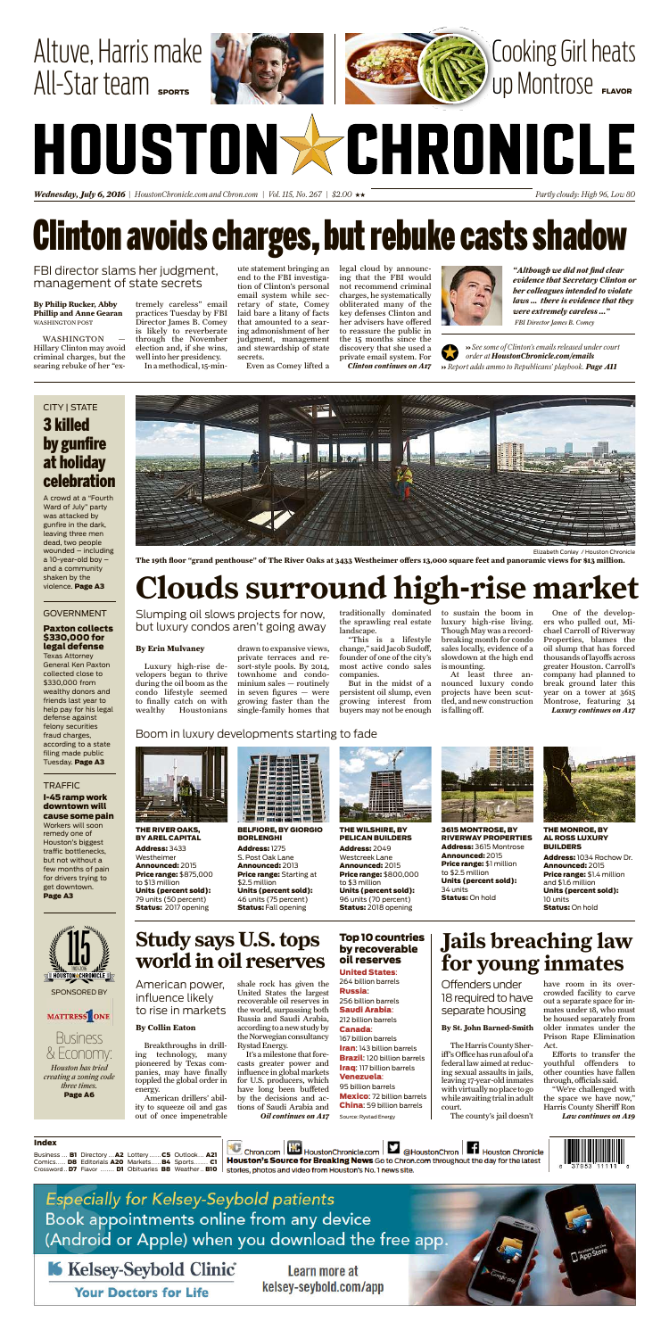Altuve, Harris make All-Star team SPORTS

Cooking Girl heats up Montrose FLAVOR

# HOUSTON CHRONICLE

*Wednesday, July 6, 2016* | HoustonChronicle.com and Chron.com | Vol. 115, No. 267 | $2.00 ★★ | *Partly cloudy: High 96, Low 80*

# Clinton avoids charges, but rebuke casts shadow

## FBI director slams her judgment, management of state secrets

**By Philip Rucker, Abby Phillip and Anne Gearan**
WASHINGTON POST

WASHINGTON — Hillary Clinton may avoid criminal charges, but the searing rebuke of her "extremely careless" email practices Tuesday by FBI Director James B. Comey is likely to reverberate through the November election and, if she wins, well into her presidency.

In a methodical, 15-minute statement bringing an end to the FBI investigation of Clinton's personal email system while secretary of state, Comey laid bare a litany of facts that amounted to a searing admonishment of her judgment, management and stewardship of state secrets.

Even as Comey lifted a legal cloud by announcing that the FBI would not recommend criminal charges, he systematically obliterated many of the key defenses Clinton and her advisers have offered to reassure the public in the 15 months since the discovery that she used a private email system. For

*Clinton continues on A17*

*"Although we did not find clear evidence that Secretary Clinton or her colleagues intended to violate laws … there is evidence that they were extremely careless …"*
FBI Director James B. Comey

» *See some of Clinton's emails released under court order at HoustonChronicle.com/emails*

» *Report adds ammo to Republicans' playbook.* **Page A11**

CITY | STATE

### 3 killed by gunfire at holiday celebration

A crowd at a "Fourth Ward of July" party was attacked by gunfire in the dark, leaving three men dead, two people wounded — including a 10-year-old boy — and a community shaken by the violence. **Page A3**

GOVERNMENT

### Paxton collects $330,000 for legal defense

Texas Attorney General Ken Paxton collected close to $330,000 from wealthy donors and friends last year to help pay for his legal defense against felony securities fraud charges, according to a state filing made public Tuesday. **Page A3**

TRAFFIC

### I-45 ramp work downtown will cause some pain

Workers will soon remedy one of Houston's biggest traffic bottlenecks, but not without a few months of pain for drivers trying to get downtown. **Page A3**

SPONSORED BY MATTRESS ONE

Business & Economy: *Houston has tried creating a zoning code three times.* **Page A6**

Elizabeth Conley / Houston Chronicle

**The 19th floor "grand penthouse" of The River Oaks at 3433 Westheimer offers 13,000 square feet and panoramic views for $13 million.**

# Clouds surround high-rise market

## Slumping oil slows projects for now, but luxury condos aren't going away

**By Erin Mulvaney**

Luxury high-rise developers began to thrive during the oil boom as the condo lifestyle seemed to finally catch on with wealthy Houstonians drawn to expansive views, private terraces and resort-style pools. By 2014, townhome and condominium sales — routinely in seven figures — were growing faster than the single-family homes that traditionally dominated the sprawling real estate landscape.

"This is a lifestyle change," said Jacob Sudoff, founder of one of the city's most active condo sales companies.

But in the midst of a persistent oil slump, even growing interest from buyers may not be enough to sustain the boom in luxury high-rise living. Though May was a record-breaking month for condo sales locally, evidence of a slowdown at the high end is mounting.

At least three announced luxury condo projects have been scuttled, and new construction is falling off.

One of the developers who pulled out, Michael Carroll of Riverway Properties, blames the oil slump that has forced thousands of layoffs across greater Houston. Carroll's company had planned to break ground later this year on a tower at 3615 Montrose, featuring 34

*Luxury continues on A17*

### Boom in luxury developments starting to fade

**THE RIVER OAKS, BY AREL CAPITAL**
**Address:** 3433 Westheimer
**Announced:** 2015
**Price range:** $875,000 to $13 million
**Units (percent sold):** 79 units (50 percent)
**Status:** 2017 opening

**BELFIORE, BY GIORGIO BORLENGHI**
**Address:** 1275 S. Post Oak Lane
**Announced:** 2013
**Price range:** Starting at $2.5 million
**Units (percent sold):** 46 units (75 percent)
**Status:** Fall opening

**THE WILSHIRE, BY PELICAN BUILDERS**
**Address:** 2049 Westcreek Lane
**Announced:** 2015
**Price range:** $800,000 to $3 million
**Units (percent sold):** 96 units (70 percent)
**Status:** 2018 opening

**3615 MONTROSE, BY RIVERWAY PROPERTIES**
**Address:** 3615 Montrose
**Announced:** 2015
**Price range:** $1 million to $2.5 million
**Units (percent sold):** 34 units
**Status:** On hold

**THE MONROE, BY AL ROSS LUXURY BUILDERS**
**Address:** 1034 Rochow Dr.
**Announced:** 2015
**Price range:** $1.4 million and $1.6 million
**Units (percent sold):** 10 units
**Status:** On hold

# Study says U.S. tops world in oil reserves

## American power, influence likely to rise in markets

**By Collin Eaton**

Breakthroughs in drilling technology, many pioneered by Texas companies, may have finally toppled the global order in energy.

American drillers' ability to squeeze oil and gas out of once impenetrable shale rock has given the United States the largest recoverable oil reserves in the world, surpassing both Russia and Saudi Arabia, according to a new study by the Norwegian consultancy Rystad Energy.

It's a milestone that forecasts greater power and influence in global markets for U.S. producers, which have long been buffeted by the decisions and actions of Saudi Arabia and

*Oil continues on A17*

### Top 10 countries by recoverable oil reserves

**United States**: 264 billion barrels
**Russia**: 256 billion barrels
**Saudi Arabia**: 212 billion barrels
**Canada**: 167 billion barrels
**Iran**: 143 billion barrels
**Brazil**: 120 billion barrels
**Iraq**: 117 billion barrels
**Venezuela**: 95 billion barrels
**Mexico**: 72 billion barrels
**China**: 59 billion barrels

Source: Rystad Energy

# Jails breaching law for young inmates

## Offenders under 18 required to have separate housing

**By St. John Barned-Smith**

The Harris County Sheriff's Office has run afoul of a federal law aimed at reducing sexual assaults in jails, leaving 17-year-old inmates with virtually no place to go while awaiting trial in adult court.

The county's jail doesn't have room in its overcrowded facility to carve out a separate space for inmates under 18, who must be housed separately from older inmates under the Prison Rape Elimination Act.

Efforts to transfer the youthful offenders to other counties have fallen through, officials said.

"We're challenged with the space we have now," Harris County Sheriff Ron

*Law continues on A19*

**Index**

Business … B1 Directory … A2 Lottery … C5 Outlook … A21
Comics … D6 Editorials A20 Markets … B4 Sports … C1
Crossword … D7 Flavor … D1 Obituaries B8 Weather … B10

Chron.com | HoustonChronicle.com | @HoustonChron | Houston Chronicle
**Houston's Source for Breaking News** Go to Chron.com throughout the day for the latest stories, photos and video from Houston's No. 1 news site.

Especially for Kelsey-Seybold patients
Book appointments online from any device (Android or Apple) when you download the free app.

Kelsey-Seybold Clinic — Your Doctors for Life

Learn more at kelsey-seybold.com/app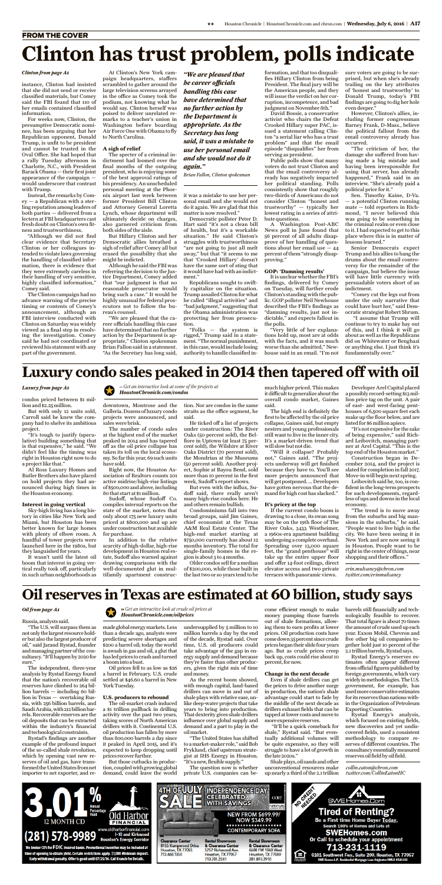FROM THE COVER

# Clinton has trust problem, polls indicate

*Clinton from page A1*

instance, Clinton had insisted that she did not send or receive classified materials, but Comey said the FBI found that 110 of her emails contained classified information.

For weeks now, Clinton, the presumptive Democratic nominee, has been arguing that her Republican opponent, Donald Trump, is unfit to be president and cannot be trusted in the Oval Office. She had hoped that a rally Tuesday afternoon in Charlotte, N.C., with President Barack Obama — their first joint appearance of the campaign — would underscore that contrast with Trump.

Instead, the remarks by Comey — a Republican with a sterling reputation among leaders of both parties — delivered from a lectern at FBI headquarters cast fresh doubt on Clinton's own fitness and trustworthiness.

"Although we did not find clear evidence that Secretary Clinton or her colleagues intended to violate laws governing the handling of classified information, there is evidence that they were extremely careless in their handling of very sensitive, highly classified information," Comey said.

The Clinton campaign had no advance warning of the precise timing or contents of Comey's announcement, although an FBI interview conducted with Clinton on Saturday was widely viewed as a final step in resolving the investigation. Comey said he had not coordinated or reviewed his statement with any part of the government.

At Clinton's New York campaign headquarters, staffers scrambled to gather around the large television screens arrayed in the office as Comey took the podium, not knowing what he would say. Clinton herself was poised to deliver unrelated remarks to a teacher's union in Washington before boarding Air Force One with Obama to fly to North Carolina.

### A sigh of relief

The specter of a criminal indictment had loomed over the final months of the outgoing president, who is enjoying some of the best approval ratings of his presidency. An unscheduled personal meeting at the Phoenix airport last week between former President Bill Clinton and Attorney General Loretta Lynch, whose department will ultimately decide on charges, also garnered criticism from both sides of the aisle.

But Hillary Clinton and her Democratic allies breathed a sigh of relief after Comey all but erased the possibility that she might be indicted.

Although he said the FBI was referring the decision to the Justice Department, Comey added that "our judgment is that no reasonable prosecutor would bring such a case." It would be highly unusual for federal prosecutors not to follow the bureau's counsel.

"We are pleased that the career officials handling this case have determined that no further action by the Department is appropriate," Clinton spokesman Brian Fallon said in a statement. "As the Secretary has long said, it was a mistake to use her personal email and she would not do it again. We are glad that this matter is now resolved."

> *"We are pleased that the career officials handling this case have determined that no further action by the Department is appropriate. As the Secretary has long said, it was a mistake to use her personal email and she would not do it again."*
>
> *Brian Fallon, Clinton spokesman*

Democratic pollster Peter D. Hart said "it's not a clean bill of health, but it's a workable situation." He said Clinton's struggles with trustworthiness "are not going to just all melt away," but that "it seems to me that 'Crooked Hillary' doesn't have the same sort of sting that it would have had with an indictment."

Republicans sought to swiftly capitalize on the situation. Trump assailed Clinton for what he called "illegal activities" and "bad judgment," suggesting that the Obama administration was protecting her from prosecution.

"Folks — the system is rigged," Trump said in a statement. "The normal punishment, in this case, would include losing authority to handle classified information, and that too disqualifies Hillary Clinton from being President. The final jury will be the American people, and they will issue the verdict on her corruption, incompetence, and bad judgment on November 8th."

David Bossie, a conservative activist who chairs the Defeat Crooked Hillary super PAC, issued a statement calling Clinton "a serial liar who has a trust problem" and that the email episode "disqualifies" her from serving as president.

Public polls show that many voters do not trust Clinton and that the email controversy already has negatively impacted her political standing. Polls consistently show that roughly two-thirds of Americans do not consider Clinton "honest and trustworthy" — typically her lowest rating in a series of attribute questions.

A Washington Post-ABC News poll in June found that 56 percent of all adults disapprove of her handling of questions about her email use — 44 percent of them "strongly disapproving."

### GOP: 'Damning results'

It is unclear whether the FBI's findings, delivered by Comey on Tuesday, will further erode Clinton's standing with the public. GOP pollster Neil Newhouse described the FBI's findings as "damning results, just not indictable," and expects fallout in the polls.

"Very little of her explanations hold up, most are at odds with the facts, and it was much worse than she admitted," Newhouse said in an email. "I'm not sure voters are going to be surprised, but when she's already trailing on the key attributes of 'honest and trustworthy' to Donald Trump, today's FBI findings are going to dig her hole even deeper."

However, Clinton's allies, including former congressman Barney Frank, D-Mass., believe the political fallout from the email controversy already has occurred.

"The criticism of her, the damage she suffered from having made a big mistake and having been irresponsible for using that server, has already happened," Frank said in an interview. "She's already paid a political price for it."

Sen. Timothy Kaine, D-Va. — a potential Clinton running mate — told reporters in Richmond, "I never believed this was going to be something in the criminal realm or even close to it. I had expected to get to this place where this is in matter of lessons learned."

Senior Democrats expect Trump and his allies to bang the drums about the email controversy for the remainder of the campaign, but believe the issue will have little currency with persuadable voters short of an indictment.

"Comey cut the legs out from under the only narrative that could have hurt her," said Democratic strategist Robert Shrum.

"I assume that Trump will continue to try to make hay out of this, and I think it will go about as well as the Republicans did on Whitewater or Benghazi or anything else. I just think it's fundamentally over."

# Luxury condo sales peaked in 2014 then tapered off with oil

*Luxury from page A1*

condos priced between $1 million and $2.25 million.

But with only 12 units sold, Carroll said he knew the company had to shelve its ambitious project.

"It's tough to justify (speculative) building something that is that expensive," he said. "We didn't feel like the timing was right in Houston right now to do a project like that."

Al Ross Luxury Homes and Butler Brothers also have placed on hold projects they had announced during high times in the Houston economy.

### Interest in going vertical

Sky-high living has a long history in cities like New York and Miami, but Houston has been better known for large homes with plenty of elbow room. A handful of tower projects were launched here in the 1980s, but they languished for years.

It wasn't until the latest oil boom that interest in going vertical really took off, particularly in such urban neighborhoods as downtown, Montrose and the Galleria. Dozens of luxury condo projects were announced, and sales were brisk.

>> *Get an interactive look at some of the projects at HoustonChronicle.com/condos*

The number of condo sales at the highest end of the market peaked in 2014 and has tapered off as the oil price collapse has taken its toll on the local economy. So far this year, 69 such units have sold.

Right now, the Houston Association of Realtors counts 201 active midrise/high-rise listings of $500,000 and above, including 80 that start at $1 million.

Sudoff, whose Sudoff Co. compiles internal reports on the state of the market, notes that only about 175 new luxury units priced at $800,000 and up are under construction but available for purchase.

In addition to the relative scarcity of high-dollar, high-rise development in Houston real estate, Sudoff also warned against drawing comparisons with the well-documented glut in multifamily apartment construction. Nor are condos in the same straits as the office segment, he said.

He ticked off a list of projects under construction: The River Oaks (50 percent sold), the Belfiore in Uptown (at least 75 percent sold), the Wilshire at River Oaks District (70 percent sold), the Mondrian at the Museums (50 percent sold). Another project, Sophie at Bayou Bend, sold more than 10 percent in the first week, Sudoff's report shows.

But even with the influx, Sudoff said, there really aren't many high-rise condos here. He and others remain bullish.

Condominiums fall into two broad groups, said Jim Gaines, chief economist at the Texas A&M Real Estate Center. The high-end market starting at $750,000 currently has about 12 months inventory. The total for single-family homes in the region is about 3 to 4 months.

Older condos sell for a median of $200,000, while those built in the last two or so years tend to be much higher priced. This makes it difficult to generalize about the overall condo market, Gaines said.

The high end is definitely the first to be affected by the oil price collapse, Gaines said, but empty nesters and young professionals still want to live in the inner city. It's a market-driven trend that will slow but not die.

"Will it collapse? Probably not," Gaines said. "The projects underway will get finished because they have to. You'll see more projects announced that will get postponed. … Developers have gotten nervous that the demand for high cost has slacked."

### It's pricey at the top

If the current condo boom is drawing to a close, its swan song may be on the 19th floor of The River Oaks, 3433 Westheimer, a 1960s-era apartment building undergoing a complete overhaul. Spreading over 13,000 square feet, the "grand penthouse" will take up the entire upper floor and offer 14-foot ceilings, direct elevator access and two private terraces with panoramic views.

Developer Arel Capital placed a possibly record-setting $13 million price tag on the unit. A pair of east- and west-facing penthouses of 6,500 square feet each make up the floor below, and are listed for $6 million apiece.

"It's not expensive for the sake of being expensive," said Richard Leibovitch, managing partner at Arel Capital. "This is the top end of the Houston market."

Construction began in December 2014, and the project is slated for completion in fall 2017. Move-in will begin next spring.

Leibovitch said he, too, is confident in the long-term prospects for such developments, regardless of ups and downs in the local economy.

"The trend is to move away from the suburbs and big mansions in the suburbs," he said. "People want to live high in the city. We have been seeing it in New York and are now seeing it in Houston. People want to be right in the center of things, near shopping and their offices."

*erin.mulvaney@chron.com*
*twitter.com/erinmulvaney*

# Oil reserves in Texas are estimated at 60 billion, study says

*Oil from page A1*

Russia, analysts said.

"The U.S. will surpass them as not only the largest resource holder but also the largest producer of oil," said Jarand Rystad, founder and managing partner of the consultancy. "It'll happen by 2020 for sure."

The independent, three-year analysis by Rystad Energy found that the nation's recoverable oil reserves have climbed to 264 billion barrels — including 60 billion in Texas — overtaking Russia, with 256 billion barrels, and Saudi Arabia, with 212 billion barrels. Recoverable reserves are the oil deposits that can be extracted within the industry's financial and technological constraints.

Rystad's findings are another example of the profound impact of the so-called shale revolution, which by opening vast new reserves of oil and gas, have transformed the United States from net importer to net exporter, and remade global energy markets. Less than a decade ago, analysts were predicting severe shortages and $200 a barrel oil; today the world is awash in gas and oil, a glut that has led prices to crash and turned a boom into a bust.

>> *Get an interactive look at crude oil prices at HoustonChronicle.com/oilprices*

Oil prices fell to as low as $26 a barrel in February. U.S. crude settled at $46.60 a barrel in New York Tuesday.

### U.S. producers to rebound

The oil-market crash induced a $1 trillion pullback in drilling activity over the past two years, taking scores of North American drillers with it. Continental U.S. oil production has fallen by more than 800,000 barrels a day since it peaked in April 2015, and it's expected to keep dropping until prices recover further.

But those cutbacks in production, coupled with growing global demand, could leave the world undersupplied by 5 million to 10 million barrels a day by the end of the decade, Rystad said. Over time, U.S. oil producers could take advantage of the gap in energy supply and demand because they're faster than other producers, given the right mix of time and money.

As the recent boom showed, with enough capital, land-based drillers can move in and out of shale plays with relative ease, unlike deep-water projects that take years to bring into production. That dexterity gives shale drillers influence over global supply and demand and a part to play in the oil market.

"The United States has shifted to a market-maker role," said Bob Fryklund, chief upstream strategist at IHS Energy in Houston. "It's a new, flexible supply."

The question now is whether private U.S. companies can become efficient enough to make money pumping those barrels out of shale formations, allowing them to earn profits at lower prices. Oil production costs have come down 35 percent since crude prices began their slide four years ago. But as crude prices creep back up, costs could rise about 10 percent, for now.

### Change in the next decade

Even if shale drillers can get the prices to drive another surge in production, the nation's shale advantage could start to fade by the middle of the next decade as drillers exhaust fields that can be tapped at lower costs and move to more expensive reserves.

"It'll be a quick comeback for shale," Rystad said. "But eventually additional volumes will be quite expensive, so they will struggle to have a lot of growth in the late 2020s."

Shale plays, oil sands and other unconventional resources make up nearly a third of the 2.1 trillion barrels still financially and technologically feasible to recover. That total figure is about 70 times the amount of crude used up each year. Exxon Mobil, Chevron and five other big oil companies together hold just 10 percent of the 2.1 trillion barrels, Rystad says.

Rystad Energy's reserves estimates often appear different from official figures published by foreign governments, which vary widely in methodologies. The U.S. government, for example, has used more conservative estimates for its reserves than nations within the Organization of Petroleum Exporting Countries.

Rystad Energy's analysis, which focused on existing fields, new discoveries and yet undiscovered fields, used a consistent methodology to compare reserves of different countries. The consultancy essentially measured reserves oil field by oil field.

*collin.eaton@chron.com*
*twitter.com/CollinEatonHC*

3.01% Annual Percentage Yield 12 MONTH CD

(281) 578-9989 Old Harbor Financial www.oldharborfinancial.com I-10 and Kirkwood Houston's Energy Corridor

We broker CD's for FDIC insured banks. Promotional incentive may be included at time of opening to obtain yield. Certain restrictions apply. $1,000 Minimum deposit. Early withdrawal penalty. Offer is good until 07/25/16. Call Branch for Details.

4TH OF JULY SALE INDEPENDENCE DAY CELEBRATED WITH SAVINGS

NEW FROM $699.99! NOW $349.99 CONTEMPORARY SOFA

Clearance Center 8155 Kempwood Drive Houston, TX 77055 713.460.1350

Rental Showroom & Clearance Center 5757 Richmond Ave. Houston, TX 77057 713.781.2341

Rental Showroom & Clearance Center 6608 FM 1960 West Houston, TX 77069 281.893.2910

NO CREDIT NEEDED

SWE Homes.com

Tired of Renting? Be a First time Home Buyer Today. Search 100's of Homes and Lots at SWEHomes.com Or Call to schedule your appointment 713-231-1119

6101 Southwest Fwy., Suite 200, Houston, TX 77057

SWE Homes L.P. Residential Mortgage Loan Originator NMLS #281153